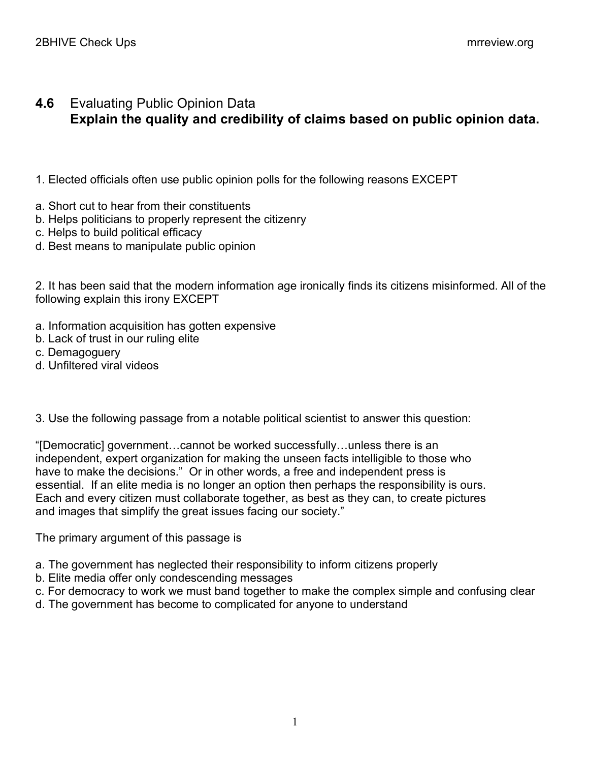## 4.6 Evaluating Public Opinion Data

**Explain the quality and credibility of claims based on public opinion data.**

1. Elected officials often use public opinion polls for the following reasons EXCEPT

a. Short cut to hear from their constituents
b. Helps politicians to properly represent the citizenry
c. Helps to build political efficacy
d. Best means to manipulate public opinion

2. It has been said that the modern information age ironically finds its citizens misinformed. All of the following explain this irony EXCEPT

a. Information acquisition has gotten expensive
b. Lack of trust in our ruling elite
c. Demagoguery
d. Unfiltered viral videos

3. Use the following passage from a notable political scientist to answer this question:

"[Democratic] government…cannot be worked successfully…unless there is an independent, expert organization for making the unseen facts intelligible to those who have to make the decisions." Or in other words, a free and independent press is essential. If an elite media is no longer an option then perhaps the responsibility is ours. Each and every citizen must collaborate together, as best as they can, to create pictures and images that simplify the great issues facing our society."

The primary argument of this passage is

a. The government has neglected their responsibility to inform citizens properly
b. Elite media offer only condescending messages
c. For democracy to work we must band together to make the complex simple and confusing clear
d. The government has become to complicated for anyone to understand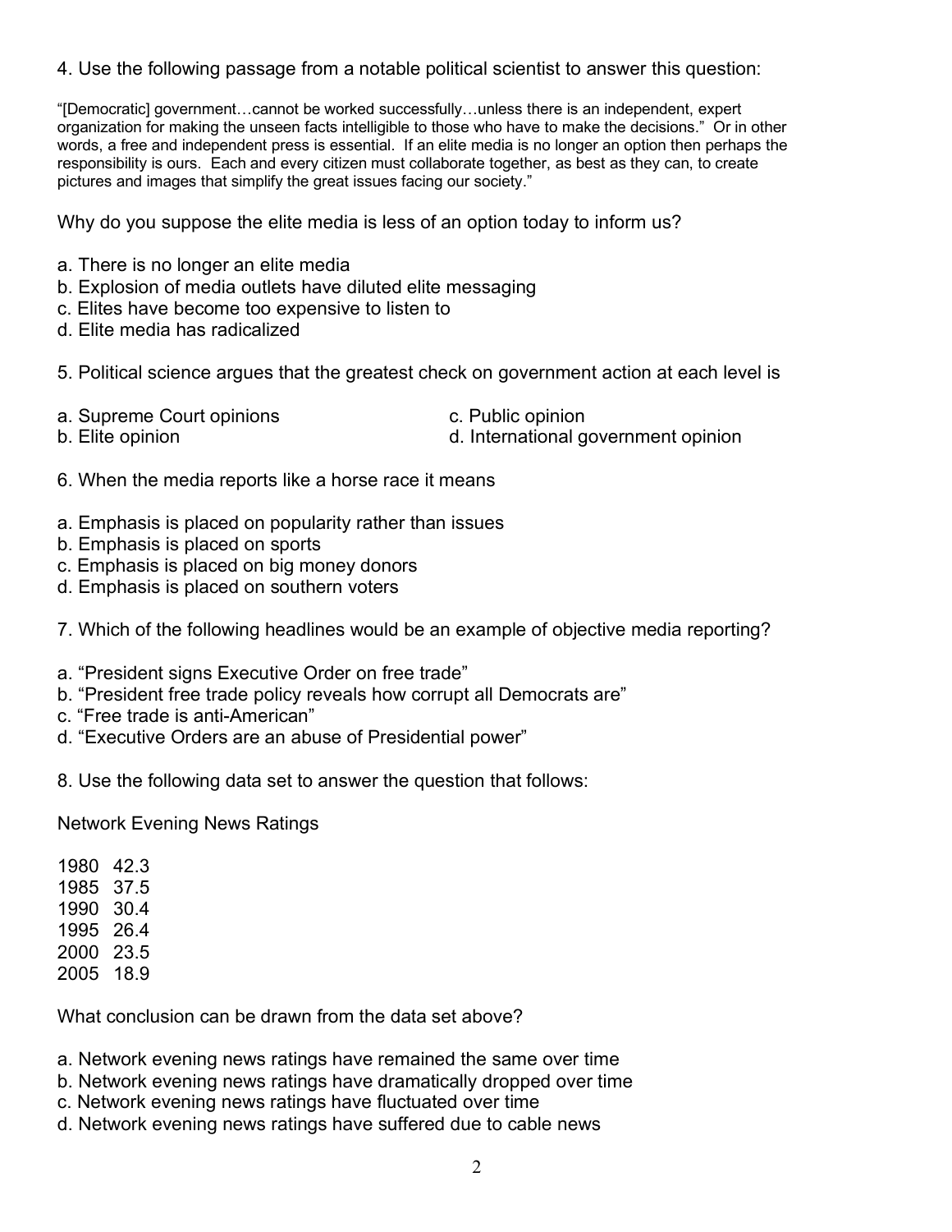4. Use the following passage from a notable political scientist to answer this question:

"[Democratic] government…cannot be worked successfully…unless there is an independent, expert organization for making the unseen facts intelligible to those who have to make the decisions." Or in other words, a free and independent press is essential. If an elite media is no longer an option then perhaps the responsibility is ours. Each and every citizen must collaborate together, as best as they can, to create pictures and images that simplify the great issues facing our society."

Why do you suppose the elite media is less of an option today to inform us?

a. There is no longer an elite media
b. Explosion of media outlets have diluted elite messaging
c. Elites have become too expensive to listen to
d. Elite media has radicalized

5. Political science argues that the greatest check on government action at each level is

a. Supreme Court opinions
b. Elite opinion
c. Public opinion
d. International government opinion

6. When the media reports like a horse race it means

a. Emphasis is placed on popularity rather than issues
b. Emphasis is placed on sports
c. Emphasis is placed on big money donors
d. Emphasis is placed on southern voters

7. Which of the following headlines would be an example of objective media reporting?

a. "President signs Executive Order on free trade"
b. "President free trade policy reveals how corrupt all Democrats are"
c. "Free trade is anti-American"
d. "Executive Orders are an abuse of Presidential power"

8. Use the following data set to answer the question that follows:

Network Evening News Ratings

1980 42.3
1985 37.5
1990 30.4
1995 26.4
2000 23.5
2005 18.9

What conclusion can be drawn from the data set above?

a. Network evening news ratings have remained the same over time
b. Network evening news ratings have dramatically dropped over time
c. Network evening news ratings have fluctuated over time
d. Network evening news ratings have suffered due to cable news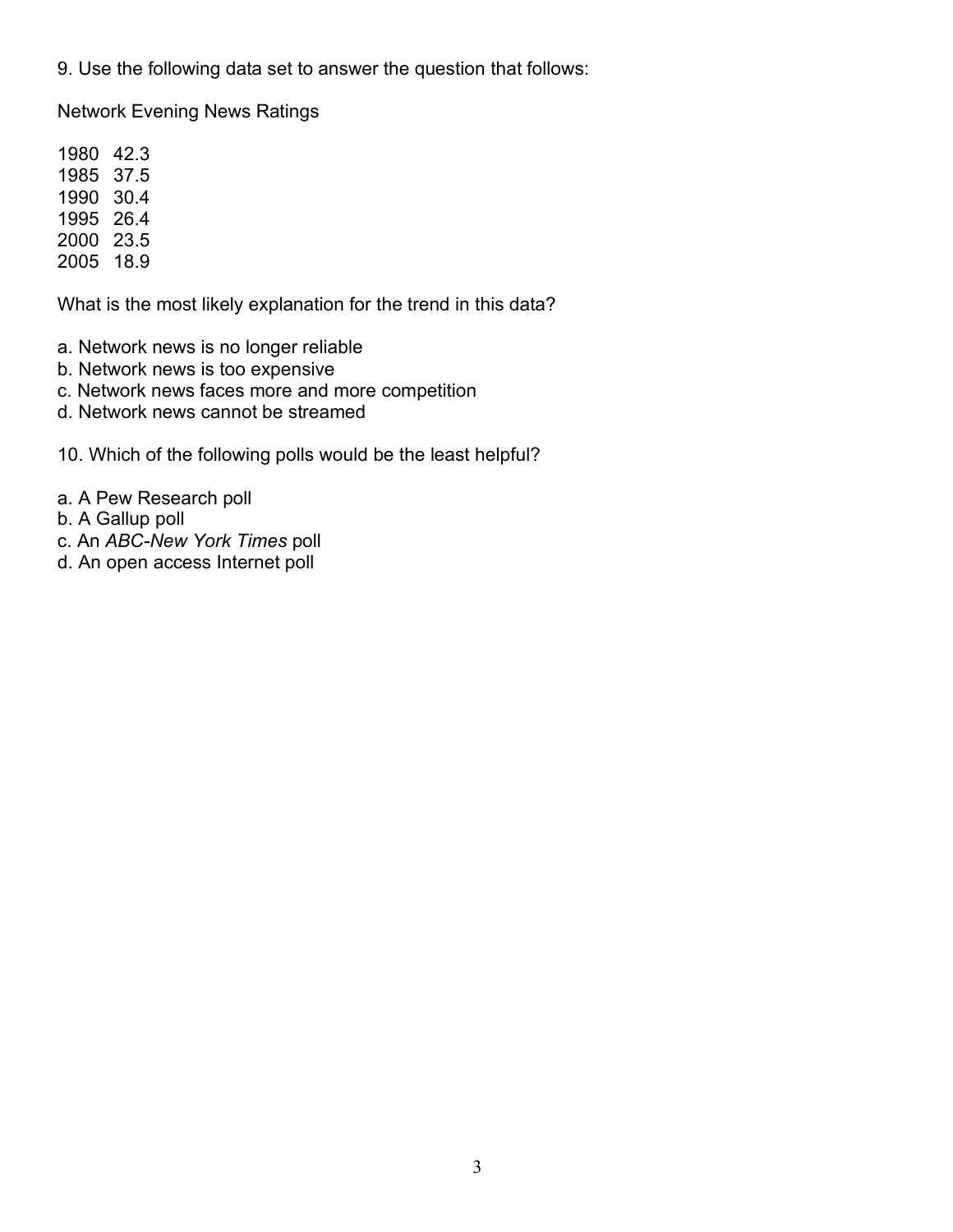9. Use the following data set to answer the question that follows:

Network Evening News Ratings

| | |
|---|---|
| 1980 | 42.3 |
| 1985 | 37.5 |
| 1990 | 30.4 |
| 1995 | 26.4 |
| 2000 | 23.5 |
| 2005 | 18.9 |

What is the most likely explanation for the trend in this data?

a. Network news is no longer reliable
b. Network news is too expensive
c. Network news faces more and more competition
d. Network news cannot be streamed

10. Which of the following polls would be the least helpful?

a. A Pew Research poll
b. A Gallup poll
c. An *ABC-New York Times* poll
d. An open access Internet poll